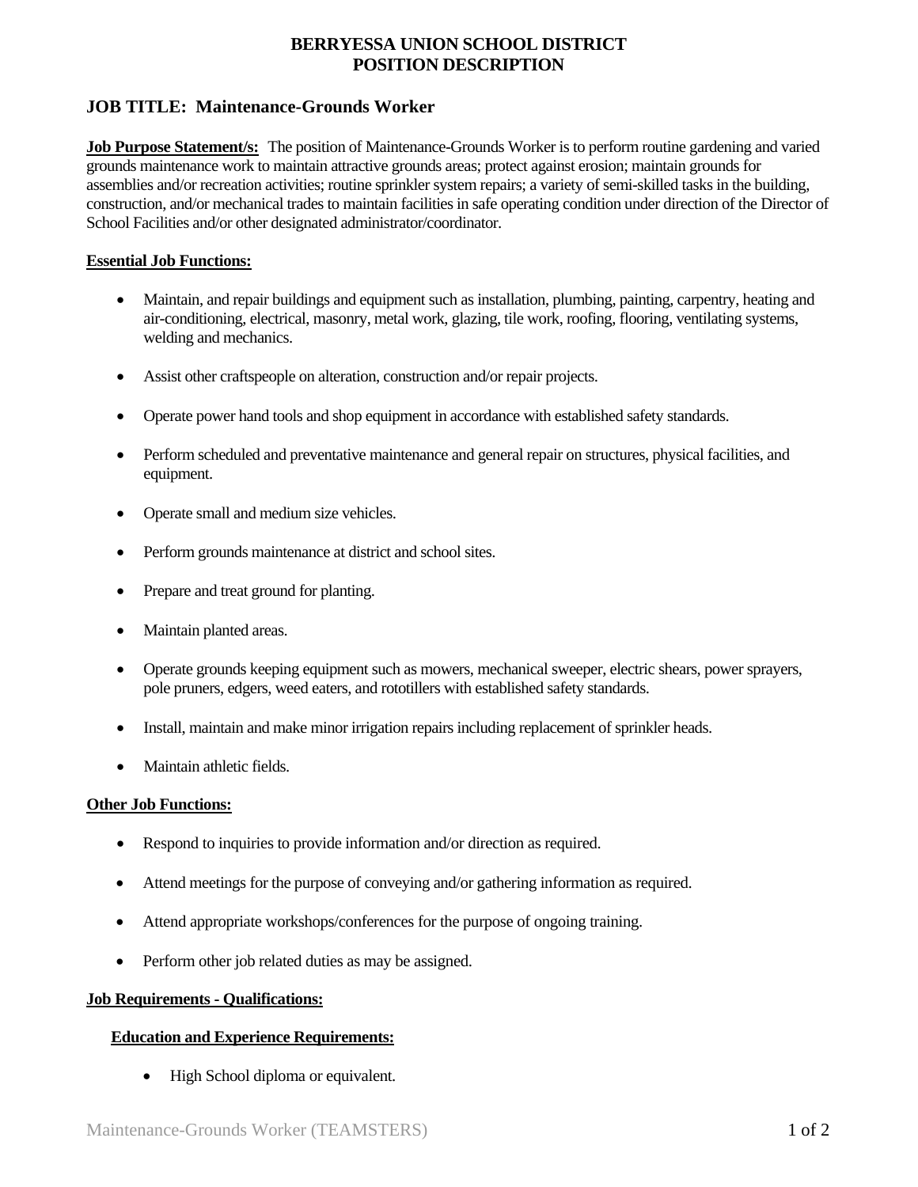# BERRYESSA UNION SCHOOL DISTRICT
# POSITION DESCRIPTION

## JOB TITLE: Maintenance-Grounds Worker

**Job Purpose Statement/s:** The position of Maintenance-Grounds Worker is to perform routine gardening and varied grounds maintenance work to maintain attractive grounds areas; protect against erosion; maintain grounds for assemblies and/or recreation activities; routine sprinkler system repairs; a variety of semi-skilled tasks in the building, construction, and/or mechanical trades to maintain facilities in safe operating condition under direction of the Director of School Facilities and/or other designated administrator/coordinator.

**Essential Job Functions:**

- Maintain, and repair buildings and equipment such as installation, plumbing, painting, carpentry, heating and air-conditioning, electrical, masonry, metal work, glazing, tile work, roofing, flooring, ventilating systems, welding and mechanics.
- Assist other craftspeople on alteration, construction and/or repair projects.
- Operate power hand tools and shop equipment in accordance with established safety standards.
- Perform scheduled and preventative maintenance and general repair on structures, physical facilities, and equipment.
- Operate small and medium size vehicles.
- Perform grounds maintenance at district and school sites.
- Prepare and treat ground for planting.
- Maintain planted areas.
- Operate grounds keeping equipment such as mowers, mechanical sweeper, electric shears, power sprayers, pole pruners, edgers, weed eaters, and rototillers with established safety standards.
- Install, maintain and make minor irrigation repairs including replacement of sprinkler heads.
- Maintain athletic fields.

**Other Job Functions:**

- Respond to inquiries to provide information and/or direction as required.
- Attend meetings for the purpose of conveying and/or gathering information as required.
- Attend appropriate workshops/conferences for the purpose of ongoing training.
- Perform other job related duties as may be assigned.

**Job Requirements - Qualifications:**

**Education and Experience Requirements:**

- High School diploma or equivalent.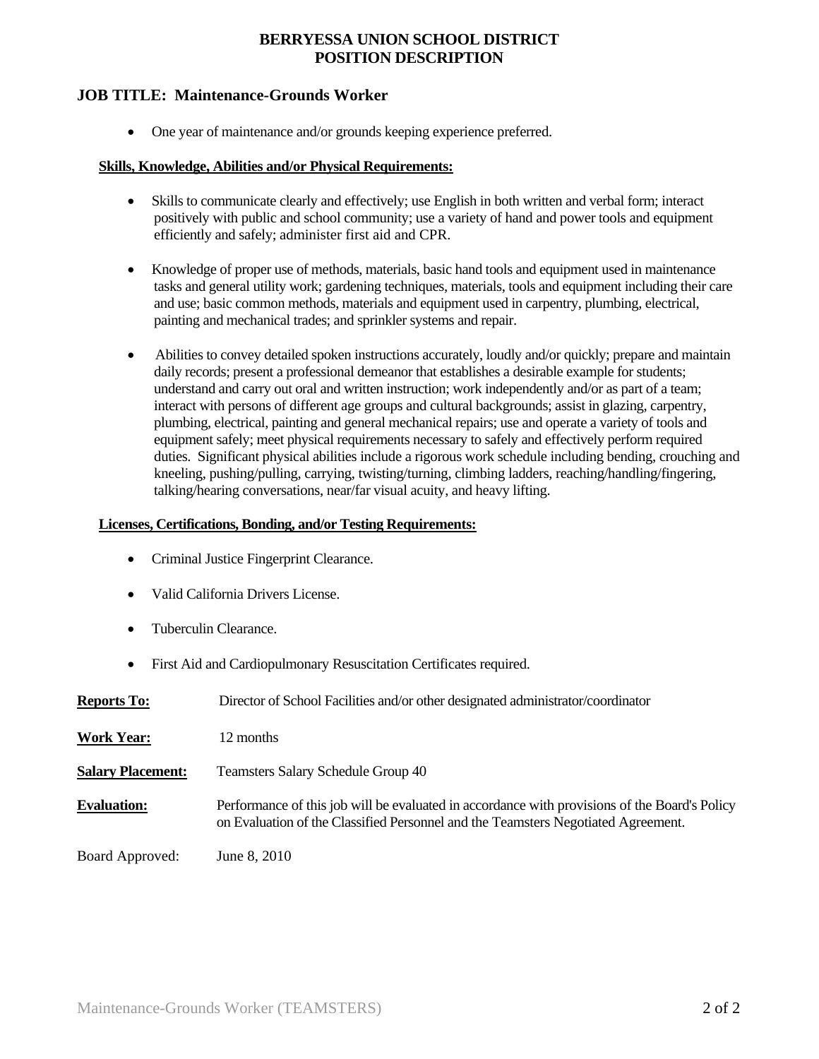**BERRYESSA UNION SCHOOL DISTRICT**
**POSITION DESCRIPTION**

## JOB TITLE: Maintenance-Grounds Worker

- One year of maintenance and/or grounds keeping experience preferred.

**Skills, Knowledge, Abilities and/or Physical Requirements:**

- Skills to communicate clearly and effectively; use English in both written and verbal form; interact positively with public and school community; use a variety of hand and power tools and equipment efficiently and safely; administer first aid and CPR.

- Knowledge of proper use of methods, materials, basic hand tools and equipment used in maintenance tasks and general utility work; gardening techniques, materials, tools and equipment including their care and use; basic common methods, materials and equipment used in carpentry, plumbing, electrical, painting and mechanical trades; and sprinkler systems and repair.

- Abilities to convey detailed spoken instructions accurately, loudly and/or quickly; prepare and maintain daily records; present a professional demeanor that establishes a desirable example for students; understand and carry out oral and written instruction; work independently and/or as part of a team; interact with persons of different age groups and cultural backgrounds; assist in glazing, carpentry, plumbing, electrical, painting and general mechanical repairs; use and operate a variety of tools and equipment safely; meet physical requirements necessary to safely and effectively perform required duties. Significant physical abilities include a rigorous work schedule including bending, crouching and kneeling, pushing/pulling, carrying, twisting/turning, climbing ladders, reaching/handling/fingering, talking/hearing conversations, near/far visual acuity, and heavy lifting.

**Licenses, Certifications, Bonding, and/or Testing Requirements:**

- Criminal Justice Fingerprint Clearance.

- Valid California Drivers License.

- Tuberculin Clearance.

- First Aid and Cardiopulmonary Resuscitation Certificates required.

**Reports To:** Director of School Facilities and/or other designated administrator/coordinator

**Work Year:** 12 months

**Salary Placement:** Teamsters Salary Schedule Group 40

**Evaluation:** Performance of this job will be evaluated in accordance with provisions of the Board's Policy on Evaluation of the Classified Personnel and the Teamsters Negotiated Agreement.

Board Approved: June 8, 2010